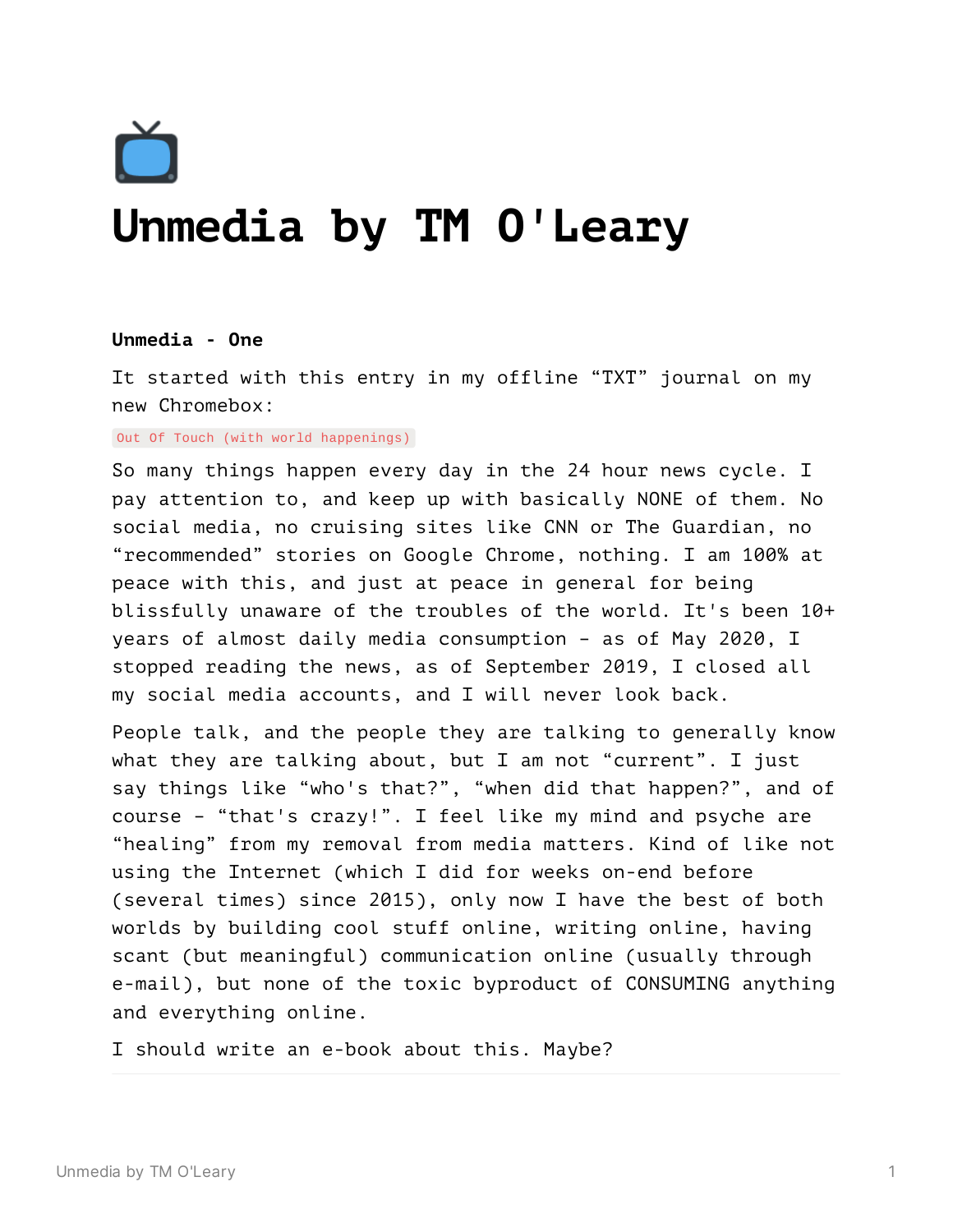📺

# Unmedia by TM O'Leary

**Unmedia - One**

It started with this entry in my offline "TXT" journal on my new Chromebox:

`Out Of Touch (with world happenings)`

So many things happen every day in the 24 hour news cycle. I pay attention to, and keep up with basically NONE of them. No social media, no cruising sites like CNN or The Guardian, no "recommended" stories on Google Chrome, nothing. I am 100% at peace with this, and just at peace in general for being blissfully unaware of the troubles of the world. It's been 10+ years of almost daily media consumption - as of May 2020, I stopped reading the news, as of September 2019, I closed all my social media accounts, and I will never look back.

People talk, and the people they are talking to generally know what they are talking about, but I am not "current". I just say things like "who's that?", "when did that happen?", and of course - "that's crazy!". I feel like my mind and psyche are "healing" from my removal from media matters. Kind of like not using the Internet (which I did for weeks on-end before (several times) since 2015), only now I have the best of both worlds by building cool stuff online, writing online, having scant (but meaningful) communication online (usually through e-mail), but none of the toxic byproduct of CONSUMING anything and everything online.

I should write an e-book about this. Maybe?

---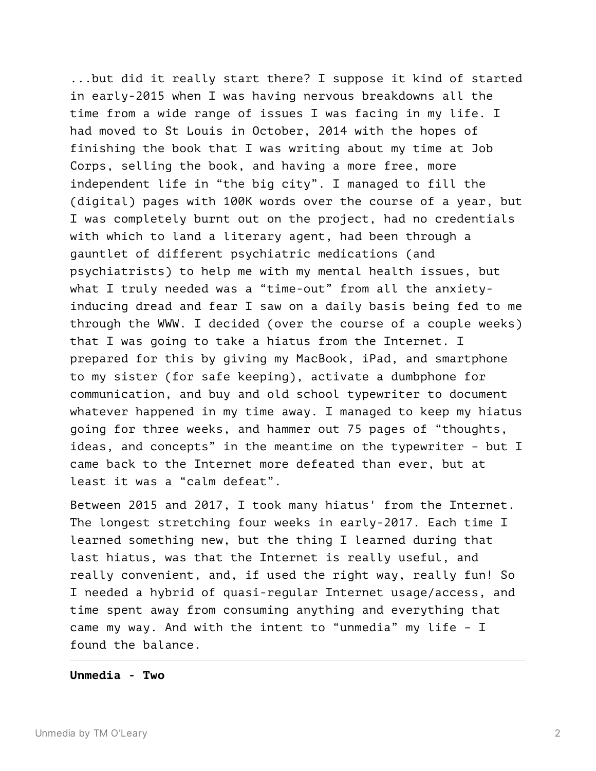...but did it really start there? I suppose it kind of started in early-2015 when I was having nervous breakdowns all the time from a wide range of issues I was facing in my life. I had moved to St Louis in October, 2014 with the hopes of finishing the book that I was writing about my time at Job Corps, selling the book, and having a more free, more independent life in “the big city”. I managed to fill the (digital) pages with 100K words over the course of a year, but I was completely burnt out on the project, had no credentials with which to land a literary agent, had been through a gauntlet of different psychiatric medications (and psychiatrists) to help me with my mental health issues, but what I truly needed was a “time-out” from all the anxiety-inducing dread and fear I saw on a daily basis being fed to me through the WWW. I decided (over the course of a couple weeks) that I was going to take a hiatus from the Internet. I prepared for this by giving my MacBook, iPad, and smartphone to my sister (for safe keeping), activate a dumbphone for communication, and buy and old school typewriter to document whatever happened in my time away. I managed to keep my hiatus going for three weeks, and hammer out 75 pages of “thoughts, ideas, and concepts” in the meantime on the typewriter - but I came back to the Internet more defeated than ever, but at least it was a “calm defeat”.

Between 2015 and 2017, I took many hiatus' from the Internet. The longest stretching four weeks in early-2017. Each time I learned something new, but the thing I learned during that last hiatus, was that the Internet is really useful, and really convenient, and, if used the right way, really fun! So I needed a hybrid of quasi-regular Internet usage/access, and time spent away from consuming anything and everything that came my way. And with the intent to “unmedia” my life - I found the balance.

---

**Unmedia - Two**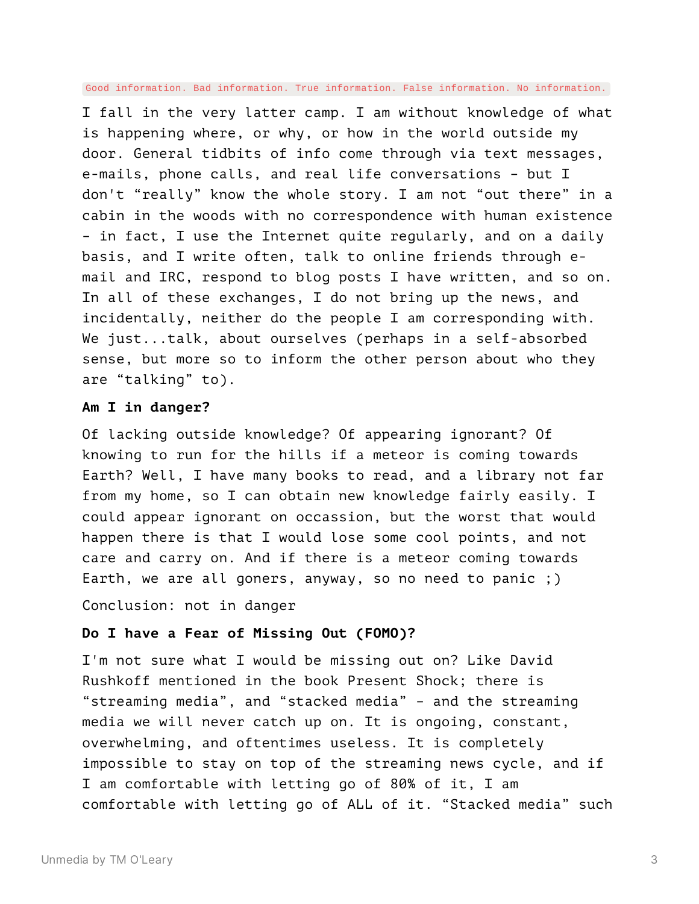`Good information. Bad information. True information. False information. No information.`

I fall in the very latter camp. I am without knowledge of what is happening where, or why, or how in the world outside my door. General tidbits of info come through via text messages, e-mails, phone calls, and real life conversations - but I don't “really” know the whole story. I am not “out there” in a cabin in the woods with no correspondence with human existence - in fact, I use the Internet quite regularly, and on a daily basis, and I write often, talk to online friends through e-mail and IRC, respond to blog posts I have written, and so on. In all of these exchanges, I do not bring up the news, and incidentally, neither do the people I am corresponding with. We just...talk, about ourselves (perhaps in a self-absorbed sense, but more so to inform the other person about who they are “talking” to).

**Am I in danger?**

Of lacking outside knowledge? Of appearing ignorant? Of knowing to run for the hills if a meteor is coming towards Earth? Well, I have many books to read, and a library not far from my home, so I can obtain new knowledge fairly easily. I could appear ignorant on occassion, but the worst that would happen there is that I would lose some cool points, and not care and carry on. And if there is a meteor coming towards Earth, we are all goners, anyway, so no need to panic ;)

Conclusion: not in danger

**Do I have a Fear of Missing Out (FOMO)?**

I'm not sure what I would be missing out on? Like David Rushkoff mentioned in the book Present Shock; there is “streaming media”, and “stacked media” - and the streaming media we will never catch up on. It is ongoing, constant, overwhelming, and oftentimes useless. It is completely impossible to stay on top of the streaming news cycle, and if I am comfortable with letting go of 80% of it, I am comfortable with letting go of ALL of it. “Stacked media” such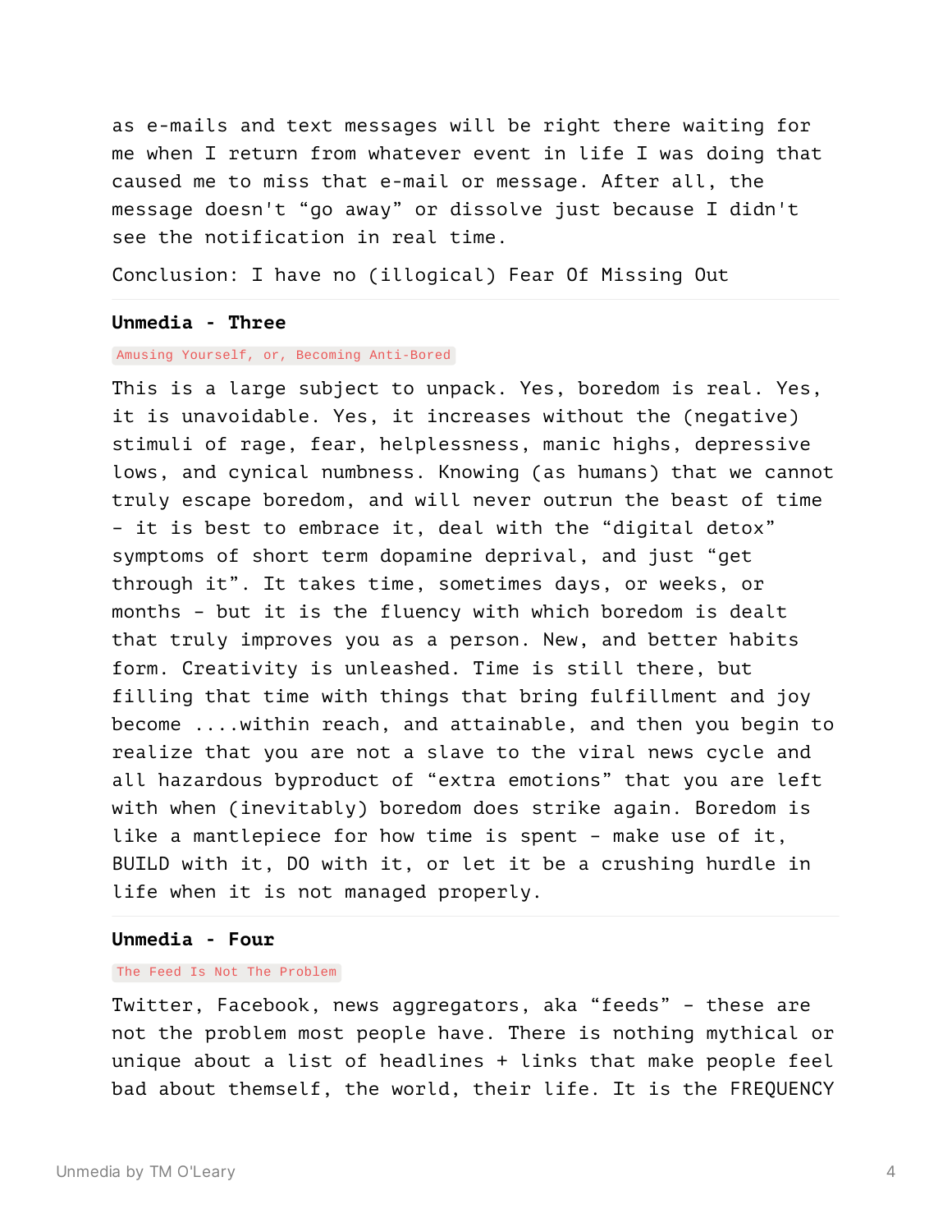as e-mails and text messages will be right there waiting for me when I return from whatever event in life I was doing that caused me to miss that e-mail or message. After all, the message doesn't “go away” or dissolve just because I didn't see the notification in real time.

Conclusion: I have no (illogical) Fear Of Missing Out

---

### Unmedia - Three

`Amusing Yourself, or, Becoming Anti-Bored`

This is a large subject to unpack. Yes, boredom is real. Yes, it is unavoidable. Yes, it increases without the (negative) stimuli of rage, fear, helplessness, manic highs, depressive lows, and cynical numbness. Knowing (as humans) that we cannot truly escape boredom, and will never outrun the beast of time - it is best to embrace it, deal with the “digital detox” symptoms of short term dopamine deprival, and just “get through it”. It takes time, sometimes days, or weeks, or months - but it is the fluency with which boredom is dealt that truly improves you as a person. New, and better habits form. Creativity is unleashed. Time is still there, but filling that time with things that bring fulfillment and joy become ....within reach, and attainable, and then you begin to realize that you are not a slave to the viral news cycle and all hazardous byproduct of “extra emotions” that you are left with when (inevitably) boredom does strike again. Boredom is like a mantlepiece for how time is spent - make use of it, BUILD with it, DO with it, or let it be a crushing hurdle in life when it is not managed properly.

---

### Unmedia - Four

`The Feed Is Not The Problem`

Twitter, Facebook, news aggregators, aka “feeds” - these are not the problem most people have. There is nothing mythical or unique about a list of headlines + links that make people feel bad about themself, the world, their life. It is the FREQUENCY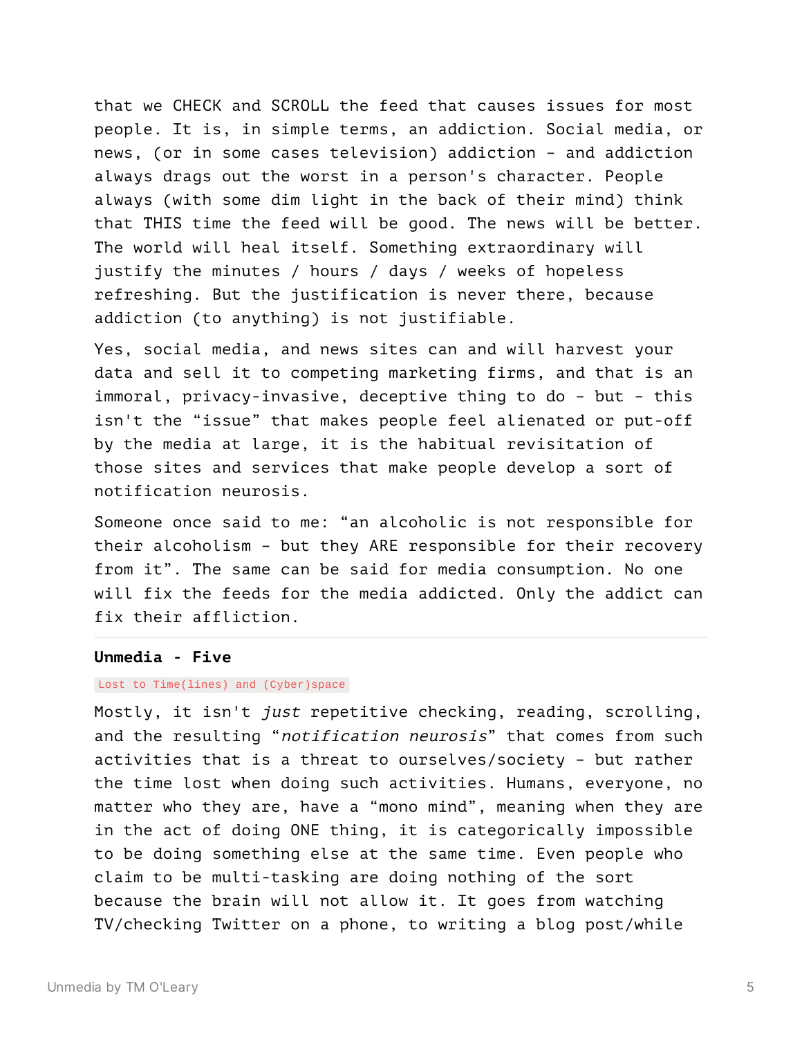that we CHECK and SCROLL the feed that causes issues for most people. It is, in simple terms, an addiction. Social media, or news, (or in some cases television) addiction - and addiction always drags out the worst in a person's character. People always (with some dim light in the back of their mind) think that THIS time the feed will be good. The news will be better. The world will heal itself. Something extraordinary will justify the minutes / hours / days / weeks of hopeless refreshing. But the justification is never there, because addiction (to anything) is not justifiable.

Yes, social media, and news sites can and will harvest your data and sell it to competing marketing firms, and that is an immoral, privacy-invasive, deceptive thing to do - but - this isn't the "issue" that makes people feel alienated or put-off by the media at large, it is the habitual revisitation of those sites and services that make people develop a sort of notification neurosis.

Someone once said to me: "an alcoholic is not responsible for their alcoholism - but they ARE responsible for their recovery from it". The same can be said for media consumption. No one will fix the feeds for the media addicted. Only the addict can fix their affliction.

---

### Unmedia - Five

`Lost to Time(lines) and (Cyber)space`

Mostly, it isn't *just* repetitive checking, reading, scrolling, and the resulting "*notification neurosis*" that comes from such activities that is a threat to ourselves/society - but rather the time lost when doing such activities. Humans, everyone, no matter who they are, have a "mono mind", meaning when they are in the act of doing ONE thing, it is categorically impossible to be doing something else at the same time. Even people who claim to be multi-tasking are doing nothing of the sort because the brain will not allow it. It goes from watching TV/checking Twitter on a phone, to writing a blog post/while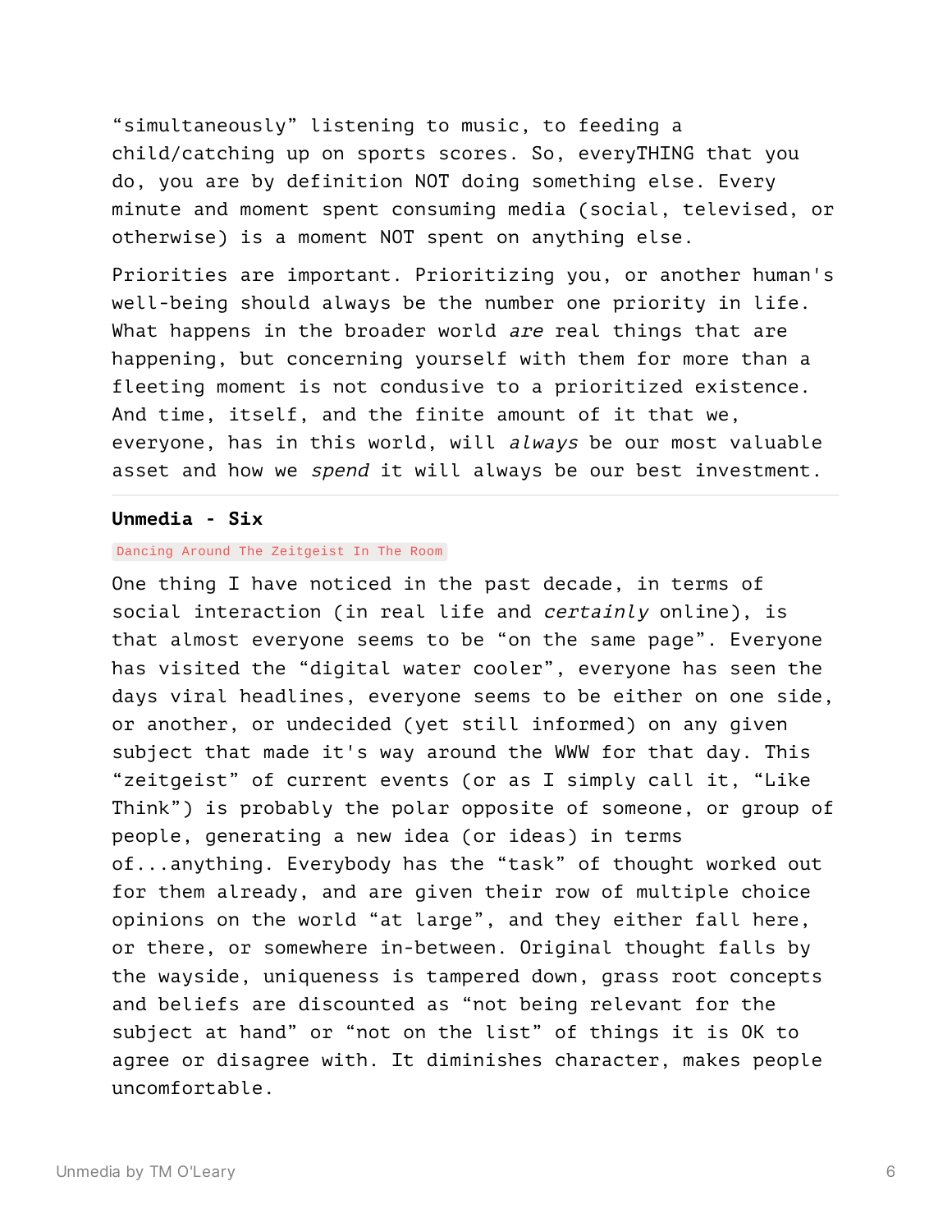"simultaneously" listening to music, to feeding a child/catching up on sports scores. So, everyTHING that you do, you are by definition NOT doing something else. Every minute and moment spent consuming media (social, televised, or otherwise) is a moment NOT spent on anything else.

Priorities are important. Prioritizing you, or another human's well-being should always be the number one priority in life. What happens in the broader world *are* real things that are happening, but concerning yourself with them for more than a fleeting moment is not condusive to a prioritized existence. And time, itself, and the finite amount of it that we, everyone, has in this world, will *always* be our most valuable asset and how we *spend* it will always be our best investment.

---

**Unmedia - Six**

`Dancing Around The Zeitgeist In The Room`

One thing I have noticed in the past decade, in terms of social interaction (in real life and *certainly* online), is that almost everyone seems to be "on the same page". Everyone has visited the "digital water cooler", everyone has seen the days viral headlines, everyone seems to be either on one side, or another, or undecided (yet still informed) on any given subject that made it's way around the WWW for that day. This "zeitgeist" of current events (or as I simply call it, "Like Think") is probably the polar opposite of someone, or group of people, generating a new idea (or ideas) in terms of...anything. Everybody has the "task" of thought worked out for them already, and are given their row of multiple choice opinions on the world "at large", and they either fall here, or there, or somewhere in-between. Original thought falls by the wayside, uniqueness is tampered down, grass root concepts and beliefs are discounted as "not being relevant for the subject at hand" or "not on the list" of things it is OK to agree or disagree with. It diminishes character, makes people uncomfortable.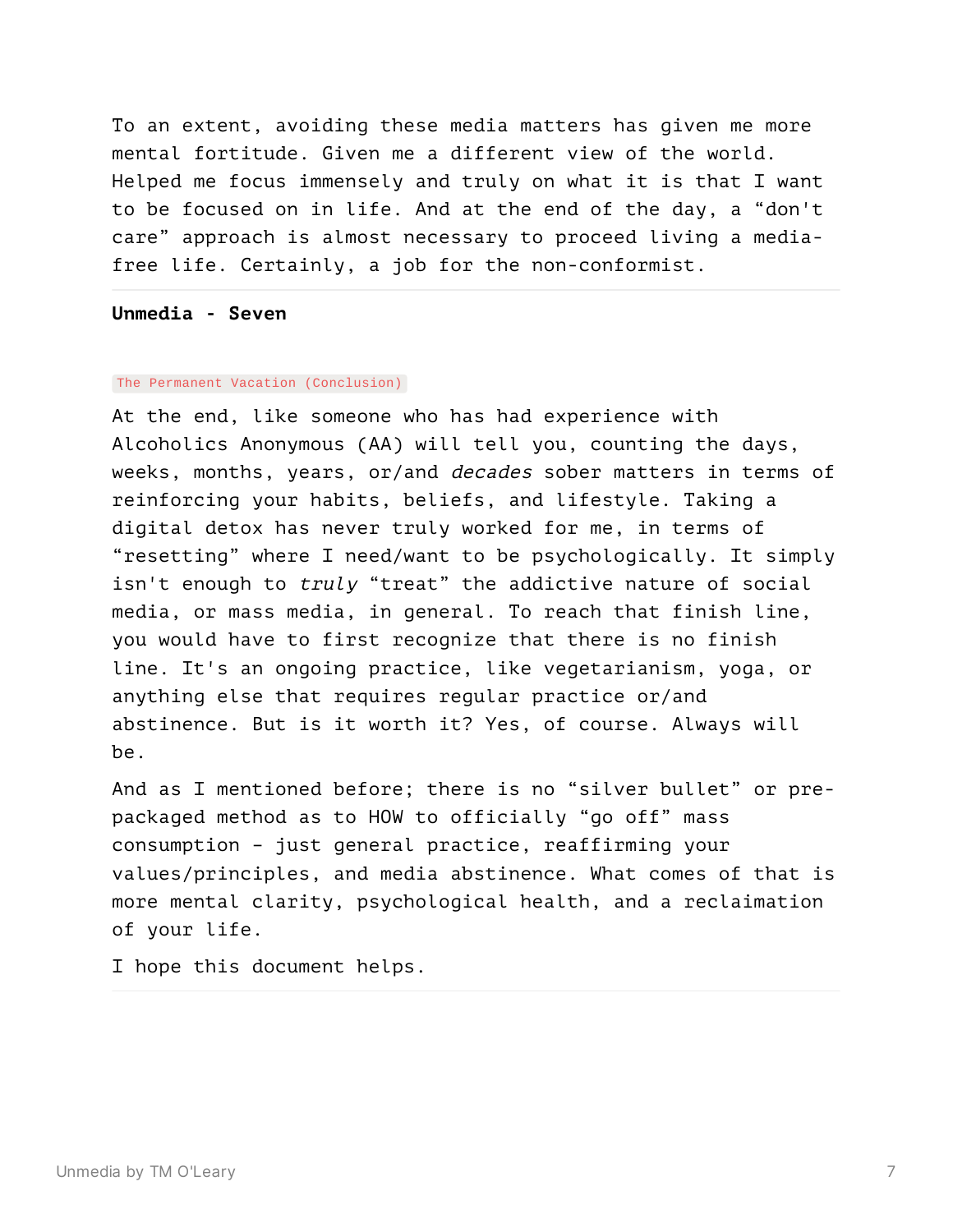To an extent, avoiding these media matters has given me more mental fortitude. Given me a different view of the world. Helped me focus immensely and truly on what it is that I want to be focused on in life. And at the end of the day, a "don't care" approach is almost necessary to proceed living a media-free life. Certainly, a job for the non-conformist.

---

**Unmedia - Seven**

`The Permanent Vacation (Conclusion)`

At the end, like someone who has had experience with Alcoholics Anonymous (AA) will tell you, counting the days, weeks, months, years, or/and *decades* sober matters in terms of reinforcing your habits, beliefs, and lifestyle. Taking a digital detox has never truly worked for me, in terms of "resetting" where I need/want to be psychologically. It simply isn't enough to *truly* "treat" the addictive nature of social media, or mass media, in general. To reach that finish line, you would have to first recognize that there is no finish line. It's an ongoing practice, like vegetarianism, yoga, or anything else that requires regular practice or/and abstinence. But is it worth it? Yes, of course. Always will be.

And as I mentioned before; there is no "silver bullet" or pre-packaged method as to HOW to officially "go off" mass consumption - just general practice, reaffirming your values/principles, and media abstinence. What comes of that is more mental clarity, psychological health, and a reclaimation of your life.

I hope this document helps.

---